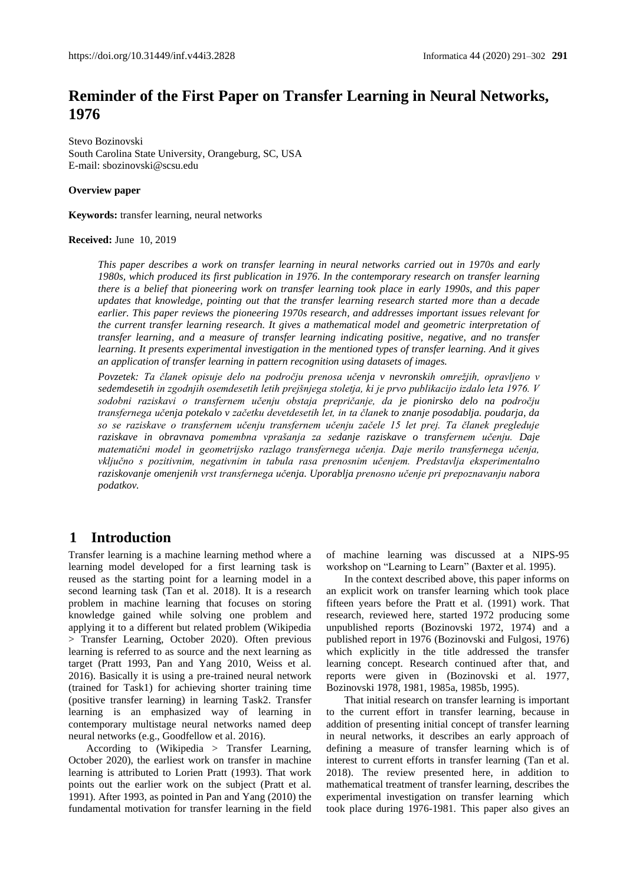# Reminder of the First Paper on Transfer Learning in Neural Networks, 1976

Stevo Bozinovski
South Carolina State University, Orangeburg, SC, USA
E-mail: sbozinovski@scsu.edu

**Overview paper**

**Keywords:** transfer learning, neural networks

**Received:** June 10, 2019

*This paper describes a work on transfer learning in neural networks carried out in 1970s and early 1980s, which produced its first publication in 1976. In the contemporary research on transfer learning there is a belief that pioneering work on transfer learning took place in early 1990s, and this paper updates that knowledge, pointing out that the transfer learning research started more than a decade earlier. This paper reviews the pioneering 1970s research, and addresses important issues relevant for the current transfer learning research. It gives a mathematical model and geometric interpretation of transfer learning, and a measure of transfer learning indicating positive, negative, and no transfer learning. It presents experimental investigation in the mentioned types of transfer learning. And it gives an application of transfer learning in pattern recognition using datasets of images.*

*Povzetek: Ta članek opisuje delo na področju prenosa učenja v nevronskih omrežjih, opravljeno v sedemdesetih in zgodnjih osemdesetih letih prejšnjega stoletja, ki je prvo publikacijo izdalo leta 1976. V sodobni raziskavi o transfernem učenju obstaja prepričanje, da je pionirsko delo na področju transfernega učenja potekalo v začetku devetdesetih let, in ta članek to znanje posodablja. poudarja, da so se raziskave o transfernem učenju transfernem učenju začele 15 let prej. Ta članek pregleduje raziskave in obravnava pomembna vprašanja za sedanje raziskave o transfernem učenju. Daje matematični model in geometrijsko razlago transfernega učenja. Daje merilo transfernega učenja, vključno s pozitivnim, negativnim in tabula rasa prenosnim učenjem. Predstavlja eksperimentalno raziskovanje omenjenih vrst transfernega učenja. Uporablja prenosno učenje pri prepoznavanju nabora podatkov.*

## 1 Introduction

Transfer learning is a machine learning method where a learning model developed for a first learning task is reused as the starting point for a learning model in a second learning task (Tan et al. 2018). It is a research problem in machine learning that focuses on storing knowledge gained while solving one problem and applying it to a different but related problem (Wikipedia > Transfer Learning, October 2020). Often previous learning is referred to as source and the next learning as target (Pratt 1993, Pan and Yang 2010, Weiss et al. 2016). Basically it is using a pre-trained neural network (trained for Task1) for achieving shorter training time (positive transfer learning) in learning Task2. Transfer learning is an emphasized way of learning in contemporary multistage neural networks named deep neural networks (e.g., Goodfellow et al. 2016).

According to (Wikipedia > Transfer Learning, October 2020), the earliest work on transfer in machine learning is attributed to Lorien Pratt (1993). That work points out the earlier work on the subject (Pratt et al. 1991). After 1993, as pointed in Pan and Yang (2010) the fundamental motivation for transfer learning in the field of machine learning was discussed at a NIPS-95 workshop on "Learning to Learn" (Baxter et al. 1995).

In the context described above, this paper informs on an explicit work on transfer learning which took place fifteen years before the Pratt et al. (1991) work. That research, reviewed here, started 1972 producing some unpublished reports (Bozinovski 1972, 1974) and a published report in 1976 (Bozinovski and Fulgosi, 1976) which explicitly in the title addressed the transfer learning concept. Research continued after that, and reports were given in (Bozinovski et al. 1977, Bozinovski 1978, 1981, 1985a, 1985b, 1995).

That initial research on transfer learning is important to the current effort in transfer learning, because in addition of presenting initial concept of transfer learning in neural networks, it describes an early approach of defining a measure of transfer learning which is of interest to current efforts in transfer learning (Tan et al. 2018). The review presented here, in addition to mathematical treatment of transfer learning, describes the experimental investigation on transfer learning which took place during 1976-1981. This paper also gives an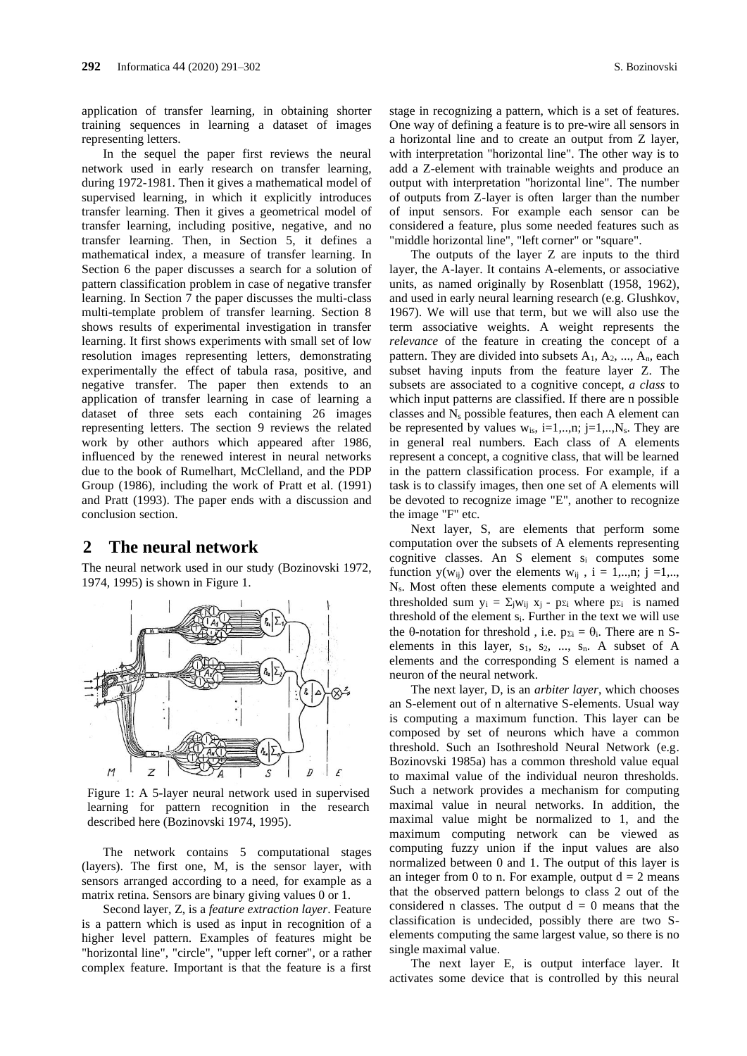application of transfer learning, in obtaining shorter training sequences in learning a dataset of images representing letters.

In the sequel the paper first reviews the neural network used in early research on transfer learning, during 1972-1981. Then it gives a mathematical model of supervised learning, in which it explicitly introduces transfer learning. Then it gives a geometrical model of transfer learning, including positive, negative, and no transfer learning. Then, in Section 5, it defines a mathematical index, a measure of transfer learning. In Section 6 the paper discusses a search for a solution of pattern classification problem in case of negative transfer learning. In Section 7 the paper discusses the multi-class multi-template problem of transfer learning. Section 8 shows results of experimental investigation in transfer learning. It first shows experiments with small set of low resolution images representing letters, demonstrating experimentally the effect of tabula rasa, positive, and negative transfer. The paper then extends to an application of transfer learning in case of learning a dataset of three sets each containing 26 images representing letters. The section 9 reviews the related work by other authors which appeared after 1986, influenced by the renewed interest in neural networks due to the book of Rumelhart, McClelland, and the PDP Group (1986), including the work of Pratt et al. (1991) and Pratt (1993). The paper ends with a discussion and conclusion section.

## 2 The neural network

The neural network used in our study (Bozinovski 1972, 1974, 1995) is shown in Figure 1.

Figure 1: A 5-layer neural network used in supervised learning for pattern recognition in the research described here (Bozinovski 1974, 1995).

The network contains 5 computational stages (layers). The first one, M, is the sensor layer, with sensors arranged according to a need, for example as a matrix retina. Sensors are binary giving values 0 or 1.

Second layer, Z, is a *feature extraction layer*. Feature is a pattern which is used as input in recognition of a higher level pattern. Examples of features might be "horizontal line", "circle", "upper left corner", or a rather complex feature. Important is that the feature is a first stage in recognizing a pattern, which is a set of features. One way of defining a feature is to pre-wire all sensors in a horizontal line and to create an output from Z layer, with interpretation "horizontal line". The other way is to add a Z-element with trainable weights and produce an output with interpretation "horizontal line". The number of outputs from Z-layer is often larger than the number of input sensors. For example each sensor can be considered a feature, plus some needed features such as "middle horizontal line", "left corner" or "square".

The outputs of the layer Z are inputs to the third layer, the A-layer. It contains A-elements, or associative units, as named originally by Rosenblatt (1958, 1962), and used in early neural learning research (e.g. Glushkov, 1967). We will use that term, but we will also use the term associative weights. A weight represents the *relevance* of the feature in creating the concept of a pattern. They are divided into subsets $A_1, A_2, ..., A_n$, each subset having inputs from the feature layer Z. The subsets are associated to a cognitive concept, *a class* to which input patterns are classified. If there are n possible classes and $N_s$ possible features, then each A element can be represented by values $w_{is}$, $i=1,..,n$; $j=1,..,N_s$. They are in general real numbers. Each class of A elements represent a concept, a cognitive class, that will be learned in the pattern classification process. For example, if a task is to classify images, then one set of A elements will be devoted to recognize image "E", another to recognize the image "F" etc.

Next layer, S, are elements that perform some computation over the subsets of A elements representing cognitive classes. An S element $s_i$ computes some function $y(w_{ij})$ over the elements $w_{ij}$, $i = 1,..,n$; $j = 1,.., N_s$. Most often these elements compute a weighted and thresholded sum $y_i = \Sigma_j w_{ij} x_j - p_{\Sigma i}$ where $p_{\Sigma i}$ is named threshold of the element $s_i$. Further in the text we will use the θ-notation for threshold, i.e. $p_{\Sigma i} = \theta_i$. There are n S-elements in this layer, $s_1, s_2, ..., s_n$. A subset of A elements and the corresponding S element is named a neuron of the neural network.

The next layer, D, is an *arbiter layer*, which chooses an S-element out of n alternative S-elements. Usual way is computing a maximum function. This layer can be composed by set of neurons which have a common threshold. Such an Isothreshold Neural Network (e.g. Bozinovski 1985a) has a common threshold value equal to maximal value of the individual neuron thresholds. Such a network provides a mechanism for computing maximal value in neural networks. In addition, the maximal value might be normalized to 1, and the maximum computing network can be viewed as computing fuzzy union if the input values are also normalized between 0 and 1. The output of this layer is an integer from 0 to n. For example, output $d = 2$ means that the observed pattern belongs to class 2 out of the considered n classes. The output $d = 0$ means that the classification is undecided, possibly there are two S-elements computing the same largest value, so there is no single maximal value.

The next layer E, is output interface layer. It activates some device that is controlled by this neural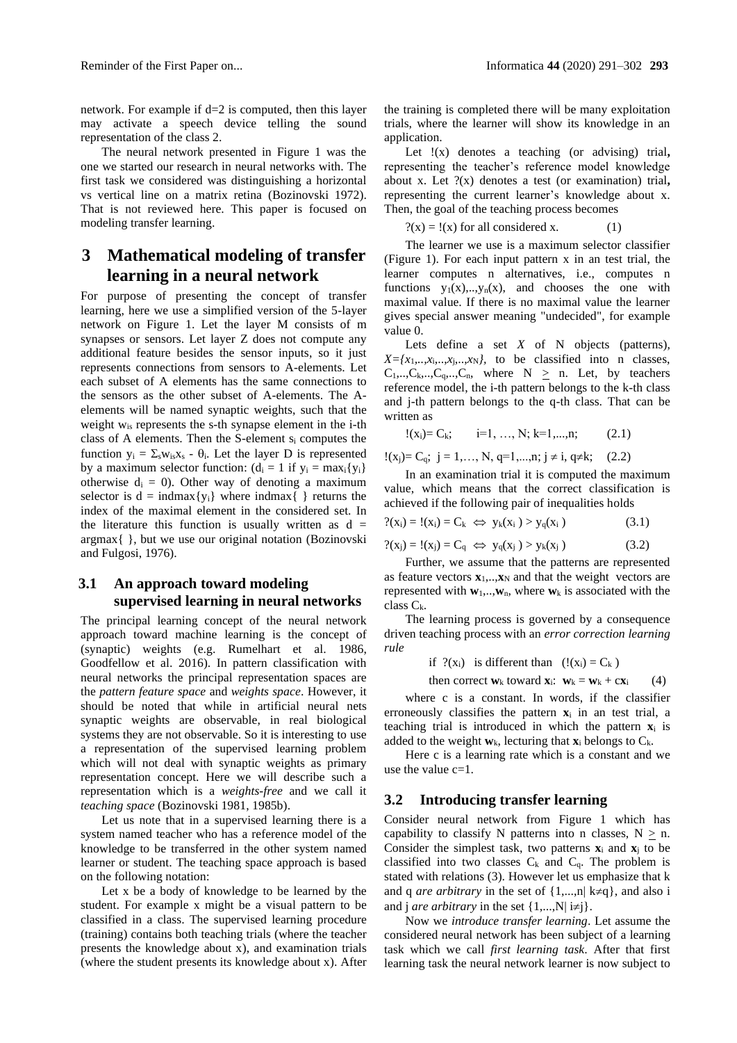network. For example if d=2 is computed, then this layer may activate a speech device telling the sound representation of the class 2.

The neural network presented in Figure 1 was the one we started our research in neural networks with. The first task we considered was distinguishing a horizontal vs vertical line on a matrix retina (Bozinovski 1972). That is not reviewed here. This paper is focused on modeling transfer learning.

## 3 Mathematical modeling of transfer learning in a neural network

For purpose of presenting the concept of transfer learning, here we use a simplified version of the 5-layer network on Figure 1. Let the layer M consists of m synapses or sensors. Let layer Z does not compute any additional feature besides the sensor inputs, so it just represents connections from sensors to A-elements. Let each subset of A elements has the same connections to the sensors as the other subset of A-elements. The A-elements will be named synaptic weights, such that the weight $w_{is}$ represents the s-th synapse element in the i-th class of A elements. Then the S-element $s_i$ computes the function $y_i = \Sigma_s w_{is} x_s - \theta_i$. Let the layer D is represented by a maximum selector function: ($d_i = 1$ if $y_i = \max_i\{y_i\}$ otherwise $d_i = 0$). Other way of denoting a maximum selector is d = indmax{$y_i$} where indmax{ } returns the index of the maximal element in the considered set. In the literature this function is usually written as d = argmax{ }, but we use our original notation (Bozinovski and Fulgosi, 1976).

### 3.1 An approach toward modeling supervised learning in neural networks

The principal learning concept of the neural network approach toward machine learning is the concept of (synaptic) weights (e.g. Rumelhart et al. 1986, Goodfellow et al. 2016). In pattern classification with neural networks the principal representation spaces are the *pattern feature space* and *weights space*. However, it should be noted that while in artificial neural nets synaptic weights are observable, in real biological systems they are not observable. So it is interesting to use a representation of the supervised learning problem which will not deal with synaptic weights as primary representation concept. Here we will describe such a representation which is a *weights-free* and we call it *teaching space* (Bozinovski 1981, 1985b).

Let us note that in a supervised learning there is a system named teacher who has a reference model of the knowledge to be transferred in the other system named learner or student. The teaching space approach is based on the following notation:

Let x be a body of knowledge to be learned by the student. For example x might be a visual pattern to be classified in a class. The supervised learning procedure (training) contains both teaching trials (where the teacher presents the knowledge about x), and examination trials (where the student presents its knowledge about x). After the training is completed there will be many exploitation trials, where the learner will show its knowledge in an application.

Let !(x) denotes a teaching (or advising) trial**,** representing the teacher's reference model knowledge about x. Let ?(x) denotes a test (or examination) trial**,** representing the current learner's knowledge about x. Then, the goal of the teaching process becomes

$$?(x) = !(x) \text{ for all considered x.} \qquad (1)$$

The learner we use is a maximum selector classifier (Figure 1). For each input pattern x in an test trial, the learner computes n alternatives, i.e., computes n functions $y_1(x),..,y_n(x)$, and chooses the one with maximal value. If there is no maximal value the learner gives special answer meaning "undecided", for example value 0.

Lets define a set *X* of N objects (patterns), $X=\{x_1,..,x_i,..,x_j,..,x_N\}$, to be classified into n classes, $C_1,..,C_k,..,C_q,..,C_n$, where $N \geq n$. Let, by teachers reference model, the i-th pattern belongs to the k-th class and j-th pattern belongs to the q-th class. That can be written as

$$!(x_i)= C_k; \quad i=1, \ldots, N; \; k=1,...,n; \qquad (2.1)$$

$$!(x_j)= C_q; \; j = 1,\ldots, N, \; q=1,...,n; \; j \neq i, \; q \neq k; \quad (2.2)$$

In an examination trial it is computed the maximum value, which means that the correct classification is achieved if the following pair of inequalities holds

$$?(x_i) = !(x_i) = C_k \iff y_k(x_i) > y_q(x_i) \qquad (3.1)$$

$$?(x_j) = !(x_j) = C_q \iff y_q(x_j) > y_k(x_j) \qquad (3.2)$$

Further, we assume that the patterns are represented as feature vectors $\mathbf{x}_1,..,\mathbf{x}_N$ and that the weight vectors are represented with $\mathbf{w}_1,..,\mathbf{w}_n$, where $\mathbf{w}_k$ is associated with the class $C_k$.

The learning process is governed by a consequence driven teaching process with an *error correction learning rule*

$$\text{if } ?(x_i) \text{ is different than } (!(x_i) = C_k)$$

$$\text{then correct } \mathbf{w}_k \text{ toward } \mathbf{x}_i\text{: } \mathbf{w}_k = \mathbf{w}_k + c\mathbf{x}_i \qquad (4)$$

where c is a constant. In words, if the classifier erroneously classifies the pattern $\mathbf{x}_i$ in an test trial, a teaching trial is introduced in which the pattern $\mathbf{x}_i$ is added to the weight $\mathbf{w}_k$, lecturing that $\mathbf{x}_i$ belongs to $C_k$.

Here c is a learning rate which is a constant and we use the value c=1.

### 3.2 Introducing transfer learning

Consider neural network from Figure 1 which has capability to classify N patterns into n classes, $N \geq n$. Consider the simplest task, two patterns $\mathbf{x}_i$ and $\mathbf{x}_j$ to be classified into two classes $C_k$ and $C_q$. The problem is stated with relations (3). However let us emphasize that k and q *are arbitrary* in the set of $\{1,...,n| k \neq q\}$, and also i and j *are arbitrary* in the set $\{1,...,N| i \neq j\}$.

Now we *introduce transfer learning*. Let assume the considered neural network has been subject of a learning task which we call *first learning task*. After that first learning task the neural network learner is now subject to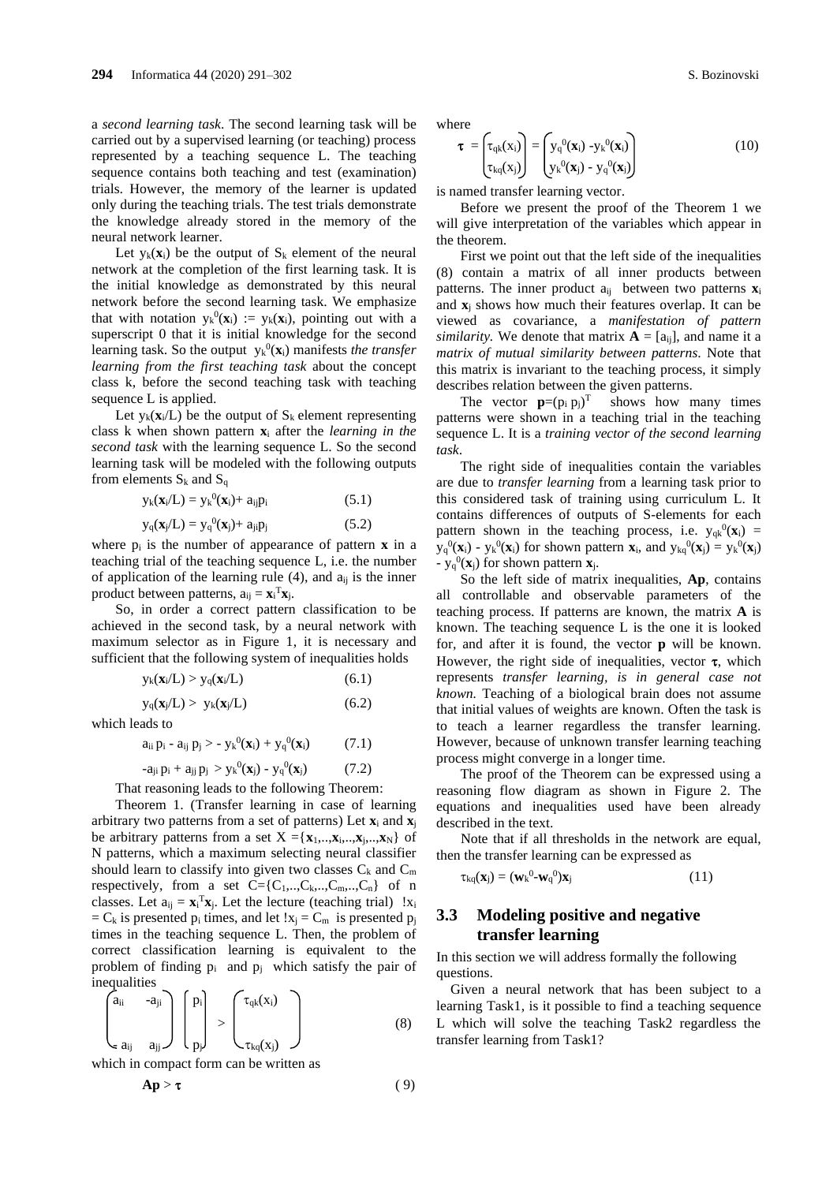a *second learning task*. The second learning task will be carried out by a supervised learning (or teaching) process represented by a teaching sequence L. The teaching sequence contains both teaching and test (examination) trials. However, the memory of the learner is updated only during the teaching trials. The test trials demonstrate the knowledge already stored in the memory of the neural network learner.

Let $y_k(\mathbf{x}_i)$ be the output of $S_k$ element of the neural network at the completion of the first learning task. It is the initial knowledge as demonstrated by this neural network before the second learning task. We emphasize that with notation $y_k^0(\mathbf{x}_i) := y_k(\mathbf{x}_i)$, pointing out with a superscript 0 that it is initial knowledge for the second learning task. So the output $y_k^0(\mathbf{x}_i)$ manifests *the transfer learning from the first teaching task* about the concept class k, before the second teaching task with teaching sequence L is applied.

Let $y_k(\mathbf{x}_i/L)$ be the output of $S_k$ element representing class k when shown pattern $\mathbf{x}_i$ after the *learning in the second task* with the learning sequence L. So the second learning task will be modeled with the following outputs from elements $S_k$ and $S_q$

$$y_k(\mathbf{x}_i/L) = y_k^0(\mathbf{x}_i) + a_{ij}p_i \qquad (5.1)$$

$$y_q(\mathbf{x}_j/L) = y_q^0(\mathbf{x}_j) + a_{ji}p_j \qquad (5.2)$$

where $p_i$ is the number of appearance of pattern $\mathbf{x}$ in a teaching trial of the teaching sequence L, i.e. the number of application of the learning rule (4), and $a_{ij}$ is the inner product between patterns, $a_{ij} = \mathbf{x}_i^T\mathbf{x}_j$.

So, in order a correct pattern classification to be achieved in the second task, by a neural network with maximum selector as in Figure 1, it is necessary and sufficient that the following system of inequalities holds

$$y_k(\mathbf{x}_i/L) > y_q(\mathbf{x}_i/L) \qquad (6.1)$$

$$y_q(\mathbf{x}_j/L) > y_k(\mathbf{x}_j/L) \qquad (6.2)$$

which leads to

$$a_{ii}\, p_i - a_{ij}\, p_j > - y_k^0(\mathbf{x}_i) + y_q^0(\mathbf{x}_i) \qquad (7.1)$$

$$-a_{ji}\, p_i + a_{jj}\, p_j > y_k^0(\mathbf{x}_j) - y_q^0(\mathbf{x}_j) \qquad (7.2)$$

That reasoning leads to the following Theorem:

Theorem 1. (Transfer learning in case of learning arbitrary two patterns from a set of patterns) Let $\mathbf{x}_i$ and $\mathbf{x}_j$ be arbitrary patterns from a set $X = \{\mathbf{x}_1,..,\mathbf{x}_i,..,\mathbf{x}_j,..,\mathbf{x}_N\}$ of N patterns, which a maximum selecting neural classifier should learn to classify into given two classes $C_k$ and $C_m$ respectively, from a set $C=\{C_1,..,C_k,..,C_m,..,C_n\}$ of n classes. Let $a_{ij} = \mathbf{x}_i^T\mathbf{x}_j$. Let the lecture (teaching trial) $!x_i = C_k$ is presented $p_i$ times, and let $!x_j = C_m$ is presented $p_j$ times in the teaching sequence L. Then, the problem of correct classification learning is equivalent to the problem of finding $p_i$ and $p_j$ which satisfy the pair of inequalities

$$\begin{pmatrix} a_{ii} & -a_{ji} \\ -a_{ij} & a_{jj} \end{pmatrix} \begin{pmatrix} p_i \\ p_j \end{pmatrix} > \begin{pmatrix} \tau_{qk}(x_i) \\ \tau_{kq}(x_j) \end{pmatrix} \qquad (8)$$

which in compact form can be written as

$$\mathbf{Ap} > \boldsymbol{\tau} \qquad (9)$$

where

$$\boldsymbol{\tau} = \begin{pmatrix} \tau_{qk}(x_i) \\ \tau_{kq}(x_j) \end{pmatrix} = \begin{pmatrix} y_q^0(\mathbf{x}_i) - y_k^0(\mathbf{x}_i) \\ y_k^0(\mathbf{x}_j) - y_q^0(\mathbf{x}_j) \end{pmatrix} \qquad (10)$$

is named transfer learning vector.

Before we present the proof of the Theorem 1 we will give interpretation of the variables which appear in the theorem.

First we point out that the left side of the inequalities (8) contain a matrix of all inner products between patterns. The inner product $a_{ij}$ between two patterns $\mathbf{x}_i$ and $\mathbf{x}_j$ shows how much their features overlap. It can be viewed as covariance, a *manifestation of pattern similarity.* We denote that matrix $\mathbf{A} = [a_{ij}]$, and name it a *matrix of mutual similarity between patterns*. Note that this matrix is invariant to the teaching process, it simply describes relation between the given patterns.

The vector $\mathbf{p}=(p_i\ p_j)^T$ shows how many times patterns were shown in a teaching trial in the teaching sequence L. It is a *training vector of the second learning task*.

The right side of inequalities contain the variables are due to *transfer learning* from a learning task prior to this considered task of training using curriculum L. It contains differences of outputs of S-elements for each pattern shown in the teaching process, i.e. $y_{qk}^0(\mathbf{x}_i) = y_q^0(\mathbf{x}_i) - y_k^0(\mathbf{x}_i)$ for shown pattern $\mathbf{x}_i$, and $y_{kq}^0(\mathbf{x}_j) = y_k^0(\mathbf{x}_j) - y_q^0(\mathbf{x}_j)$ for shown pattern $\mathbf{x}_j$.

So the left side of matrix inequalities, $\mathbf{Ap}$, contains all controllable and observable parameters of the teaching process. If patterns are known, the matrix $\mathbf{A}$ is known. The teaching sequence L is the one it is looked for, and after it is found, the vector $\mathbf{p}$ will be known. However, the right side of inequalities, vector $\boldsymbol{\tau}$, which represents *transfer learning, is in general case not known.* Teaching of a biological brain does not assume that initial values of weights are known. Often the task is to teach a learner regardless the transfer learning. However, because of unknown transfer learning teaching process might converge in a longer time.

The proof of the Theorem can be expressed using a reasoning flow diagram as shown in Figure 2. The equations and inequalities used have been already described in the text.

Note that if all thresholds in the network are equal, then the transfer learning can be expressed as

$$\tau_{kq}(\mathbf{x}_j) = (\mathbf{w}_k^0 - \mathbf{w}_q^0)\mathbf{x}_j \qquad (11)$$

### 3.3 Modeling positive and negative transfer learning

In this section we will address formally the following questions.

Given a neural network that has been subject to a learning Task1, is it possible to find a teaching sequence L which will solve the teaching Task2 regardless the transfer learning from Task1?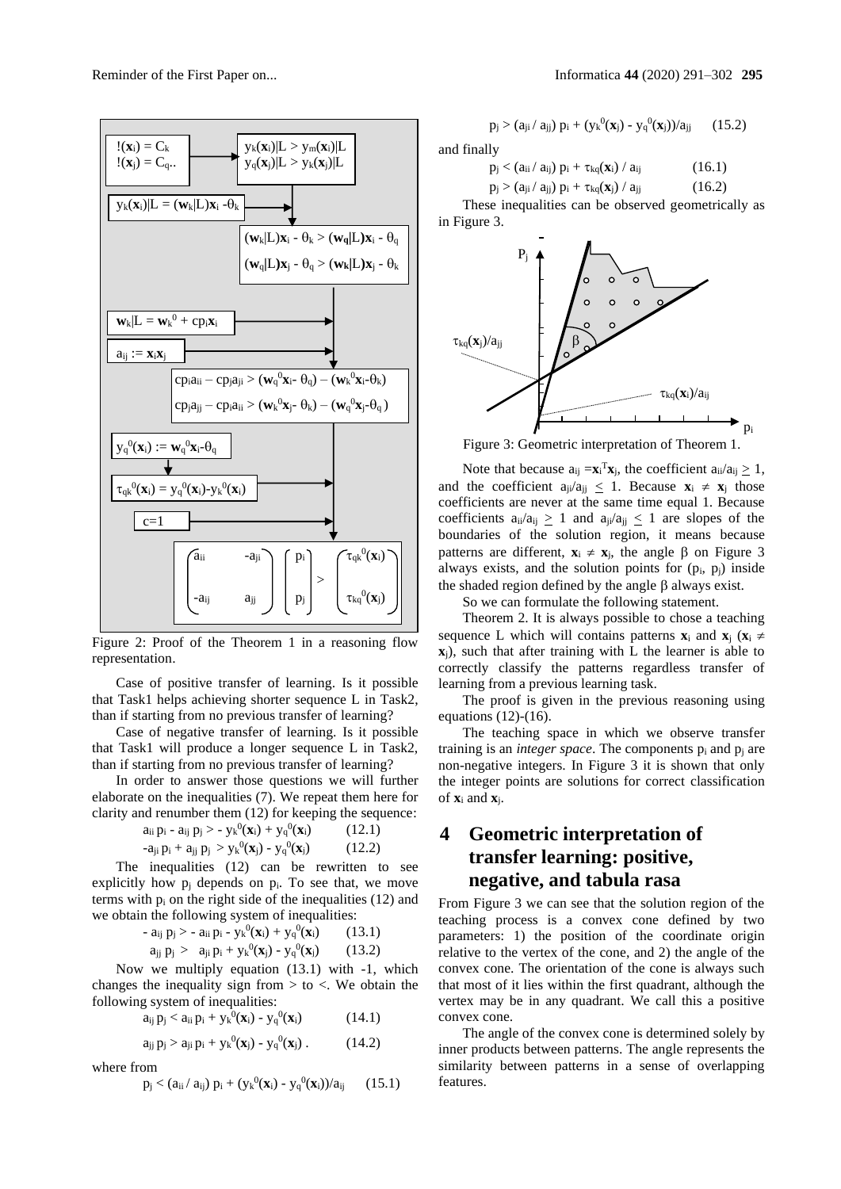Figure 2: Proof of the Theorem 1 in a reasoning flow representation.

Case of positive transfer of learning. Is it possible that Task1 helps achieving shorter sequence L in Task2, than if starting from no previous transfer of learning?

Case of negative transfer of learning. Is it possible that Task1 will produce a longer sequence L in Task2, than if starting from no previous transfer of learning?

In order to answer those questions we will further elaborate on the inequalities (7). We repeat them here for clarity and renumber them (12) for keeping the sequence:

$$a_{ii}\, p_i - a_{ij}\, p_j > - y_k^0(\mathbf{x}_i) + y_q^0(\mathbf{x}_i) \qquad (12.1)$$

$$-a_{ji}\, p_i + a_{jj}\, p_j > y_k^0(\mathbf{x}_j) - y_q^0(\mathbf{x}_j) \qquad (12.2)$$

The inequalities (12) can be rewritten to see explicitly how $p_j$ depends on $p_i$. To see that, we move terms with $p_i$ on the right side of the inequalities (12) and we obtain the following system of inequalities:

$$- a_{ij}\, p_j > - a_{ii}\, p_i - y_k^0(\mathbf{x}_i) + y_q^0(\mathbf{x}_i) \qquad (13.1)$$

$$a_{jj}\, p_j > a_{ji}\, p_i + y_k^0(\mathbf{x}_j) - y_q^0(\mathbf{x}_j) \qquad (13.2)$$

Now we multiply equation (13.1) with -1, which changes the inequality sign from > to <. We obtain the following system of inequalities:

$$a_{ij}\, p_j < a_{ii}\, p_i + y_k^0(\mathbf{x}_i) - y_q^0(\mathbf{x}_i) \qquad (14.1)$$

$$a_{jj}\, p_j > a_{ji}\, p_i + y_k^0(\mathbf{x}_j) - y_q^0(\mathbf{x}_j)\,. \qquad (14.2)$$

where from

$$p_j < (a_{ii} / a_{ij})\, p_i + (y_k^0(\mathbf{x}_i) - y_q^0(\mathbf{x}_i))/a_{ij} \qquad (15.1)$$

$$p_j > (a_{ji} / a_{jj})\, p_i + (y_k^0(\mathbf{x}_j) - y_q^0(\mathbf{x}_j))/a_{jj} \qquad (15.2)$$

and finally

$$p_j < (a_{ii} / a_{ij})\, p_i + \tau_{kq}(\mathbf{x}_i) / a_{ij} \qquad (16.1)$$

$$p_j > (a_{ji} / a_{jj})\, p_i + \tau_{kq}(\mathbf{x}_j) / a_{jj} \qquad (16.2)$$

These inequalities can be observed geometrically as in Figure 3.

Figure 3: Geometric interpretation of Theorem 1.

Note that because $a_{ij} = \mathbf{x}_i^T \mathbf{x}_j$, the coefficient $a_{ii}/a_{ij} \geq 1$, and the coefficient $a_{ji}/a_{jj} \leq 1$. Because $\mathbf{x}_i \neq \mathbf{x}_j$ those coefficients are never at the same time equal 1. Because coefficients $a_{ii}/a_{ij} \geq 1$ and $a_{ji}/a_{jj} \leq 1$ are slopes of the boundaries of the solution region, it means because patterns are different, $\mathbf{x}_i \neq \mathbf{x}_j$, the angle $\beta$ on Figure 3 always exists, and the solution points for $(p_i, p_j)$ inside the shaded region defined by the angle $\beta$ always exist.

So we can formulate the following statement.

Theorem 2. It is always possible to chose a teaching sequence L which will contains patterns $\mathbf{x}_i$ and $\mathbf{x}_j$ ($\mathbf{x}_i \neq \mathbf{x}_j$), such that after training with L the learner is able to correctly classify the patterns regardless transfer of learning from a previous learning task.

The proof is given in the previous reasoning using equations (12)-(16).

The teaching space in which we observe transfer training is an *integer space*. The components $p_i$ and $p_j$ are non-negative integers. In Figure 3 it is shown that only the integer points are solutions for correct classification of $\mathbf{x}_i$ and $\mathbf{x}_j$.

## 4 Geometric interpretation of transfer learning: positive, negative, and tabula rasa

From Figure 3 we can see that the solution region of the teaching process is a convex cone defined by two parameters: 1) the position of the coordinate origin relative to the vertex of the cone, and 2) the angle of the convex cone. The orientation of the cone is always such that most of it lies within the first quadrant, although the vertex may be in any quadrant. We call this a positive convex cone.

The angle of the convex cone is determined solely by inner products between patterns. The angle represents the similarity between patterns in a sense of overlapping features.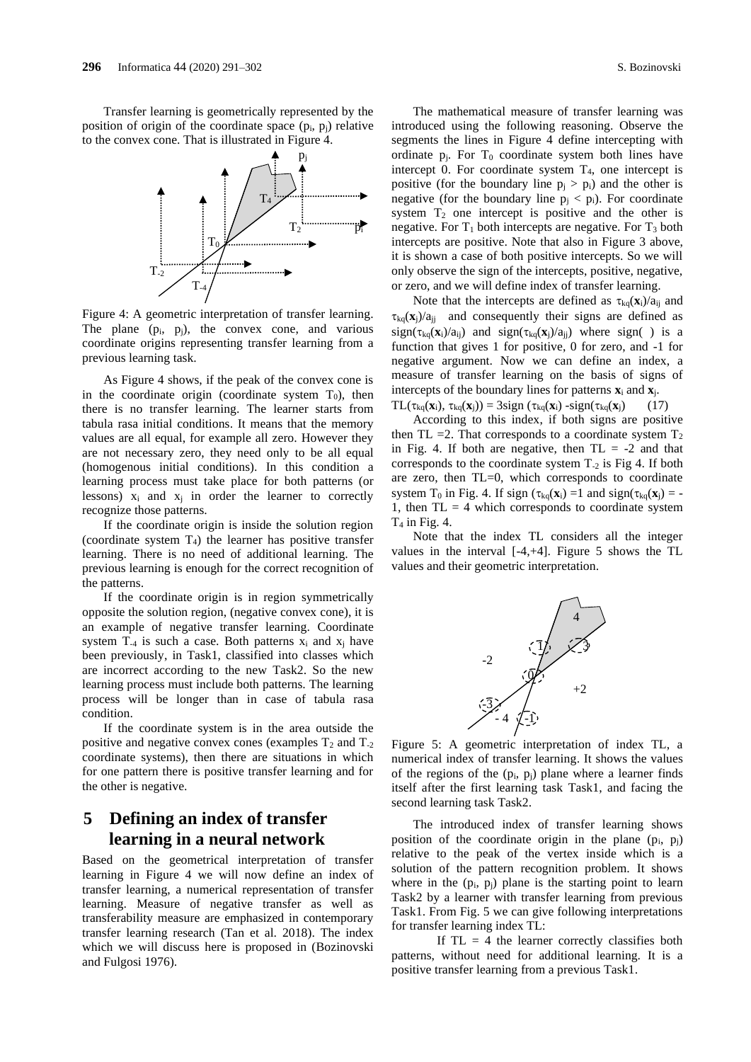Transfer learning is geometrically represented by the position of origin of the coordinate space ($p_i$, $p_j$) relative to the convex cone. That is illustrated in Figure 4.

Figure 4: A geometric interpretation of transfer learning. The plane ($p_i$, $p_j$), the convex cone, and various coordinate origins representing transfer learning from a previous learning task.

As Figure 4 shows, if the peak of the convex cone is in the coordinate origin (coordinate system $T_0$), then there is no transfer learning. The learner starts from tabula rasa initial conditions. It means that the memory values are all equal, for example all zero. However they are not necessary zero, they need only to be all equal (homogenous initial conditions). In this condition a learning process must take place for both patterns (or lessons) $x_i$ and $x_j$ in order the learner to correctly recognize those patterns.

If the coordinate origin is inside the solution region (coordinate system $T_4$) the learner has positive transfer learning. There is no need of additional learning. The previous learning is enough for the correct recognition of the patterns.

If the coordinate origin is in region symmetrically opposite the solution region, (negative convex cone), it is an example of negative transfer learning. Coordinate system $T_{-4}$ is such a case. Both patterns $x_i$ and $x_j$ have been previously, in Task1, classified into classes which are incorrect according to the new Task2. So the new learning process must include both patterns. The learning process will be longer than in case of tabula rasa condition.

If the coordinate system is in the area outside the positive and negative convex cones (examples $T_2$ and $T_{-2}$ coordinate systems), then there are situations in which for one pattern there is positive transfer learning and for the other is negative.

# 5 Defining an index of transfer learning in a neural network

Based on the geometrical interpretation of transfer learning in Figure 4 we will now define an index of transfer learning, a numerical representation of transfer learning. Measure of negative transfer as well as transferability measure are emphasized in contemporary transfer learning research (Tan et al. 2018). The index which we will discuss here is proposed in (Bozinovski and Fulgosi 1976).

The mathematical measure of transfer learning was introduced using the following reasoning. Observe the segments the lines in Figure 4 define intercepting with ordinate $p_j$. For $T_0$ coordinate system both lines have intercept 0. For coordinate system $T_4$, one intercept is positive (for the boundary line $p_j > p_i$) and the other is negative (for the boundary line $p_j < p_i$). For coordinate system $T_2$ one intercept is positive and the other is negative. For $T_1$ both intercepts are negative. For $T_3$ both intercepts are positive. Note that also in Figure 3 above, it is shown a case of both positive intercepts. So we will only observe the sign of the intercepts, positive, negative, or zero, and we will define index of transfer learning.

Note that the intercepts are defined as $\tau_{kq}(\mathbf{x}_i)/a_{ij}$ and $\tau_{kq}(\mathbf{x}_j)/a_{jj}$ and consequently their signs are defined as $\text{sign}(\tau_{kq}(\mathbf{x}_i)/a_{ij})$ and $\text{sign}(\tau_{kq}(\mathbf{x}_j)/a_{jj})$ where sign( ) is a function that gives 1 for positive, 0 for zero, and -1 for negative argument. Now we can define an index, a measure of transfer learning on the basis of signs of intercepts of the boundary lines for patterns $\mathbf{x}_i$ and $\mathbf{x}_j$.

$$TL(\tau_{kq}(\mathbf{x}_i), \tau_{kq}(\mathbf{x}_j)) = 3\text{sign}(\tau_{kq}(\mathbf{x}_i)) - \text{sign}(\tau_{kq}(\mathbf{x}_j)) \qquad (17)$$

According to this index, if both signs are positive then TL =2. That corresponds to a coordinate system $T_2$ in Fig. 4. If both are negative, then TL = -2 and that corresponds to the coordinate system $T_{-2}$ is Fig 4. If both are zero, then TL=0, which corresponds to coordinate system $T_0$ in Fig. 4. If $\text{sign}(\tau_{kq}(\mathbf{x}_i)) = 1$ and $\text{sign}(\tau_{kq}(\mathbf{x}_j)) = -1$, then TL = 4 which corresponds to coordinate system $T_4$ in Fig. 4.

Note that the index TL considers all the integer values in the interval [-4,+4]. Figure 5 shows the TL values and their geometric interpretation.

Figure 5: A geometric interpretation of index TL, a numerical index of transfer learning. It shows the values of the regions of the ($p_i$, $p_j$) plane where a learner finds itself after the first learning task Task1, and facing the second learning task Task2.

The introduced index of transfer learning shows position of the coordinate origin in the plane ($p_i$, $p_j$) relative to the peak of the vertex inside which is a solution of the pattern recognition problem. It shows where in the ($p_i$, $p_j$) plane is the starting point to learn Task2 by a learner with transfer learning from previous Task1. From Fig. 5 we can give following interpretations for transfer learning index TL:

If TL = 4 the learner correctly classifies both patterns, without need for additional learning. It is a positive transfer learning from a previous Task1.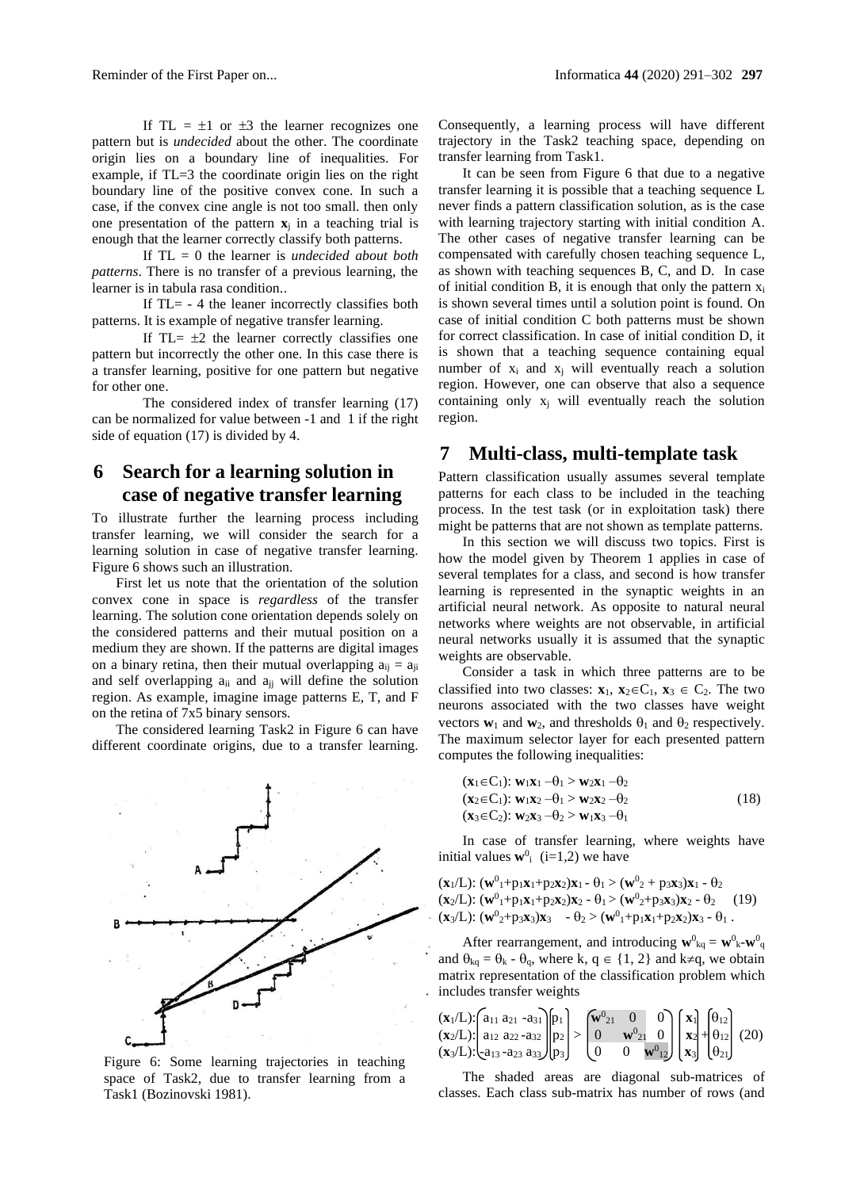If TL = ±1 or ±3 the learner recognizes one pattern but is *undecided* about the other. The coordinate origin lies on a boundary line of inequalities. For example, if TL=3 the coordinate origin lies on the right boundary line of the positive convex cone. In such a case, if the convex cine angle is not too small. then only one presentation of the pattern $\mathbf{x}_j$ in a teaching trial is enough that the learner correctly classify both patterns.

If TL = 0 the learner is *undecided about both patterns*. There is no transfer of a previous learning, the learner is in tabula rasa condition..

If TL= - 4 the leaner incorrectly classifies both patterns. It is example of negative transfer learning.

If TL= ±2 the learner correctly classifies one pattern but incorrectly the other one. In this case there is a transfer learning, positive for one pattern but negative for other one.

The considered index of transfer learning (17) can be normalized for value between -1 and 1 if the right side of equation (17) is divided by 4.

## 6 Search for a learning solution in case of negative transfer learning

To illustrate further the learning process including transfer learning, we will consider the search for a learning solution in case of negative transfer learning. Figure 6 shows such an illustration.

First let us note that the orientation of the solution convex cone in space is *regardless* of the transfer learning. The solution cone orientation depends solely on the considered patterns and their mutual position on a medium they are shown. If the patterns are digital images on a binary retina, then their mutual overlapping $a_{ij} = a_{ji}$ and self overlapping $a_{ii}$ and $a_{jj}$ will define the solution region. As example, imagine image patterns E, T, and F on the retina of 7x5 binary sensors.

The considered learning Task2 in Figure 6 can have different coordinate origins, due to a transfer learning.

Figure 6: Some learning trajectories in teaching space of Task2, due to transfer learning from a Task1 (Bozinovski 1981).

Consequently, a learning process will have different trajectory in the Task2 teaching space, depending on transfer learning from Task1.

It can be seen from Figure 6 that due to a negative transfer learning it is possible that a teaching sequence L never finds a pattern classification solution, as is the case with learning trajectory starting with initial condition A. The other cases of negative transfer learning can be compensated with carefully chosen teaching sequence L, as shown with teaching sequences B, C, and D. In case of initial condition B, it is enough that only the pattern $x_i$ is shown several times until a solution point is found. On case of initial condition C both patterns must be shown for correct classification. In case of initial condition D, it is shown that a teaching sequence containing equal number of $x_i$ and $x_j$ will eventually reach a solution region. However, one can observe that also a sequence containing only $x_j$ will eventually reach the solution region.

## 7 Multi-class, multi-template task

Pattern classification usually assumes several template patterns for each class to be included in the teaching process. In the test task (or in exploitation task) there might be patterns that are not shown as template patterns.

In this section we will discuss two topics. First is how the model given by Theorem 1 applies in case of several templates for a class, and second is how transfer learning is represented in the synaptic weights in an artificial neural network. As opposite to natural neural networks where weights are not observable, in artificial neural networks usually it is assumed that the synaptic weights are observable.

Consider a task in which three patterns are to be classified into two classes: $\mathbf{x}_1, \mathbf{x}_2 \in C_1$, $\mathbf{x}_3 \in C_2$. The two neurons associated with the two classes have weight vectors $\mathbf{w}_1$ and $\mathbf{w}_2$, and thresholds $\theta_1$ and $\theta_2$ respectively. The maximum selector layer for each presented pattern computes the following inequalities:

$$
\begin{aligned}
&(\mathbf{x}_1 \in C_1): \mathbf{w}_1\mathbf{x}_1 - \theta_1 > \mathbf{w}_2\mathbf{x}_1 - \theta_2 \\
&(\mathbf{x}_2 \in C_1): \mathbf{w}_1\mathbf{x}_2 - \theta_1 > \mathbf{w}_2\mathbf{x}_2 - \theta_2 \\
&(\mathbf{x}_3 \in C_2): \mathbf{w}_2\mathbf{x}_3 - \theta_2 > \mathbf{w}_1\mathbf{x}_3 - \theta_1
\end{aligned} \tag{18}
$$

In case of transfer learning, where weights have initial values $\mathbf{w}^0_i$ (i=1,2) we have

$$
\begin{aligned}
&(\mathbf{x}_1/L): (\mathbf{w}^0_1 + p_1\mathbf{x}_1 + p_2\mathbf{x}_2)\mathbf{x}_1 - \theta_1 > (\mathbf{w}^0_2 + p_3\mathbf{x}_3)\mathbf{x}_1 - \theta_2 \\
&(\mathbf{x}_2/L): (\mathbf{w}^0_1 + p_1\mathbf{x}_1 + p_2\mathbf{x}_2)\mathbf{x}_2 - \theta_1 > (\mathbf{w}^0_2 + p_3\mathbf{x}_3)\mathbf{x}_2 - \theta_2 \\
&(\mathbf{x}_3/L): (\mathbf{w}^0_2 + p_3\mathbf{x}_3)\mathbf{x}_3 - \theta_2 > (\mathbf{w}^0_1 + p_1\mathbf{x}_1 + p_2\mathbf{x}_2)\mathbf{x}_3 - \theta_1 .
\end{aligned} \tag{19}
$$

After rearrangement, and introducing $\mathbf{w}^0_{kq} = \mathbf{w}^0_k - \mathbf{w}^0_q$ and $\theta_{kq} = \theta_k - \theta_q$, where $k, q \in \{1, 2\}$ and $k \neq q$, we obtain matrix representation of the classification problem which includes transfer weights

$$
\begin{matrix} (\mathbf{x}_1/L): \\ (\mathbf{x}_2/L): \\ (\mathbf{x}_3/L): \end{matrix}
\begin{pmatrix} a_{11} & a_{21} & -a_{31} \\ a_{12} & a_{22} & -a_{32} \\ -a_{13} & -a_{23} & a_{33} \end{pmatrix}
\begin{pmatrix} p_1 \\ p_2 \\ p_3 \end{pmatrix} >
\begin{pmatrix} \mathbf{w}^0_{21} & 0 & 0 \\ 0 & \mathbf{w}^0_{21} & 0 \\ 0 & 0 & \mathbf{w}^0_{12} \end{pmatrix}
\begin{pmatrix} \mathbf{x}_1 \\ \mathbf{x}_2 \\ \mathbf{x}_3 \end{pmatrix} +
\begin{pmatrix} \theta_{12} \\ \theta_{12} \\ \theta_{21} \end{pmatrix} \tag{20}
$$

The shaded areas are diagonal sub-matrices of classes. Each class sub-matrix has number of rows (and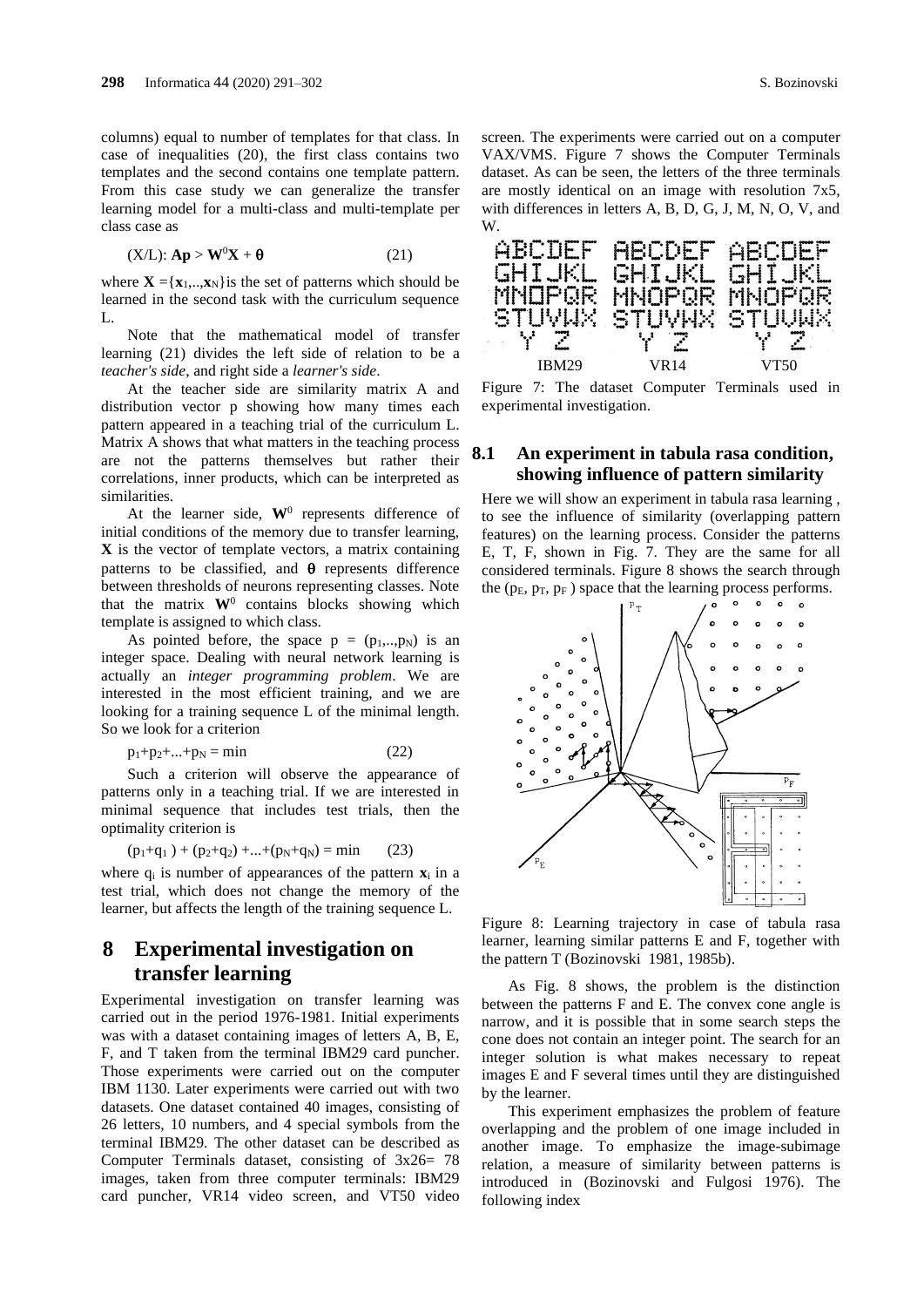columns) equal to number of templates for that class. In case of inequalities (20), the first class contains two templates and the second contains one template pattern. From this case study we can generalize the transfer learning model for a multi-class and multi-template per class case as

$$\text{(X/L): } \mathbf{Ap} > \mathbf{W}^0\mathbf{X} + \boldsymbol{\theta} \tag{21}$$

where $\mathbf{X} = \{\mathbf{x}_1,..,\mathbf{x}_N\}$ is the set of patterns which should be learned in the second task with the curriculum sequence L.

Note that the mathematical model of transfer learning (21) divides the left side of relation to be a *teacher's side*, and right side a *learner's side*.

At the teacher side are similarity matrix A and distribution vector p showing how many times each pattern appeared in a teaching trial of the curriculum L. Matrix A shows that what matters in the teaching process are not the patterns themselves but rather their correlations, inner products, which can be interpreted as similarities.

At the learner side, $\mathbf{W}^0$ represents difference of initial conditions of the memory due to transfer learning, **X** is the vector of template vectors, a matrix containing patterns to be classified, and $\boldsymbol{\theta}$ represents difference between thresholds of neurons representing classes. Note that the matrix $\mathbf{W}^0$ contains blocks showing which template is assigned to which class.

As pointed before, the space $p = (p_1,..,p_N)$ is an integer space. Dealing with neural network learning is actually an *integer programming problem*. We are interested in the most efficient training, and we are looking for a training sequence L of the minimal length. So we look for a criterion

$$p_1+p_2+...+p_N = \min \tag{22}$$

Such a criterion will observe the appearance of patterns only in a teaching trial. If we are interested in minimal sequence that includes test trials, then the optimality criterion is

$$(p_1+q_1) + (p_2+q_2) +...+(p_N+q_N) = \min \tag{23}$$

where $q_i$ is number of appearances of the pattern $\mathbf{x}_i$ in a test trial, which does not change the memory of the learner, but affects the length of the training sequence L.

# 8 Experimental investigation on transfer learning

Experimental investigation on transfer learning was carried out in the period 1976-1981. Initial experiments was with a dataset containing images of letters A, B, E, F, and T taken from the terminal IBM29 card puncher. Those experiments were carried out on the computer IBM 1130. Later experiments were carried out with two datasets. One dataset contained 40 images, consisting of 26 letters, 10 numbers, and 4 special symbols from the terminal IBM29. The other dataset can be described as Computer Terminals dataset, consisting of 3x26= 78 images, taken from three computer terminals: IBM29 card puncher, VR14 video screen, and VT50 video screen. The experiments were carried out on a computer VAX/VMS. Figure 7 shows the Computer Terminals dataset. As can be seen, the letters of the three terminals are mostly identical on an image with resolution 7x5, with differences in letters A, B, D, G, J, M, N, O, V, and W.

Figure 7: The dataset Computer Terminals used in experimental investigation.

## 8.1 An experiment in tabula rasa condition, showing influence of pattern similarity

Here we will show an experiment in tabula rasa learning , to see the influence of similarity (overlapping pattern features) on the learning process. Consider the patterns E, T, F, shown in Fig. 7. They are the same for all considered terminals. Figure 8 shows the search through the ($p_E$, $p_T$, $p_F$ ) space that the learning process performs.

Figure 8: Learning trajectory in case of tabula rasa learner, learning similar patterns E and F, together with the pattern T (Bozinovski 1981, 1985b).

As Fig. 8 shows, the problem is the distinction between the patterns F and E. The convex cone angle is narrow, and it is possible that in some search steps the cone does not contain an integer point. The search for an integer solution is what makes necessary to repeat images E and F several times until they are distinguished by the learner.

This experiment emphasizes the problem of feature overlapping and the problem of one image included in another image. To emphasize the image-subimage relation, a measure of similarity between patterns is introduced in (Bozinovski and Fulgosi 1976). The following index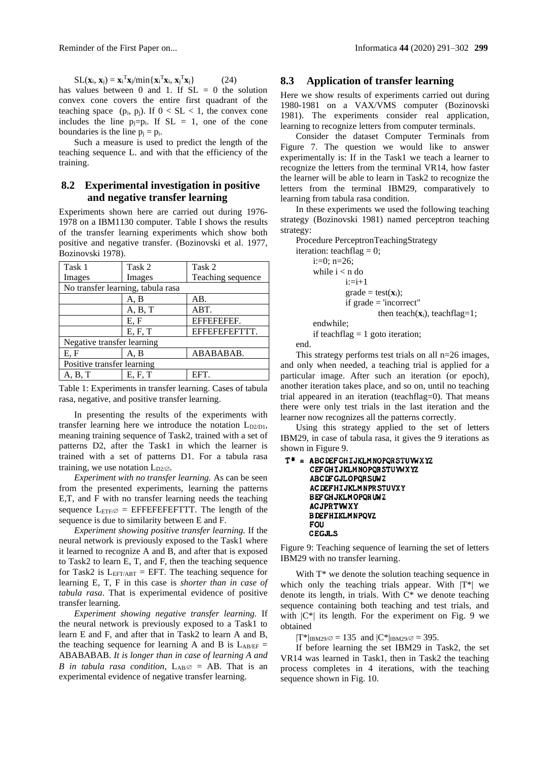$$SL(\mathbf{x}_i, \mathbf{x}_j) = \mathbf{x}_i^T\mathbf{x}_j / \min\{\mathbf{x}_i^T\mathbf{x}_i, \mathbf{x}_j^T\mathbf{x}_j\} \quad (24)$$

has values between 0 and 1. If SL = 0 the solution convex cone covers the entire first quadrant of the teaching space $(p_i, p_j)$. If $0 < SL < 1$, the convex cone includes the line $p_j = p_i$. If SL = 1, one of the cone boundaries is the line $p_j = p_i$.

Such a measure is used to predict the length of the teaching sequence L. and with that the efficiency of the training.

## 8.2 Experimental investigation in positive and negative transfer learning

Experiments shown here are carried out during 1976-1978 on a IBM1130 computer. Table I shows the results of the transfer learning experiments which show both positive and negative transfer. (Bozinovski et al. 1977, Bozinovski 1978).

| Task 1 Images | Task 2 Images | Task 2 Teaching sequence |
|---|---|---|
| No transfer learning, tabula rasa | | |
| | A, B | AB. |
| | A, B, T | ABT. |
| | E, F | EFFEFEFEF. |
| | E, F, T | EFFEFEFEFTTT. |
| Negative transfer learning | | |
| E, F | A, B | ABABABAB. |
| Positive transfer learning | | |
| A, B, T | E, F, T | EFT. |

Table 1: Experiments in transfer learning. Cases of tabula rasa, negative, and positive transfer learning.

In presenting the results of the experiments with transfer learning here we introduce the notation $L_{D2/D1}$, meaning training sequence of Task2, trained with a set of patterns D2, after the Task1 in which the learner is trained with a set of patterns D1. For a tabula rasa training, we use notation $L_{D2/\varnothing}$.

*Experiment with no transfer learning.* As can be seen from the presented experiments, learning the patterns E,T, and F with no transfer learning needs the teaching sequence $L_{ETF/\varnothing}$ = EFFEFEFEFTTT. The length of the sequence is due to similarity between E and F.

*Experiment showing positive transfer learning.* If the neural network is previously exposed to the Task1 where it learned to recognize A and B, and after that is exposed to Task2 to learn E, T, and F, then the teaching sequence for Task2 is $L_{EFT/ABT}$ = EFT. The teaching sequence for learning E, T, F in this case is *shorter than in case of tabula rasa*. That is experimental evidence of positive transfer learning.

*Experiment showing negative transfer learning.* If the neural network is previously exposed to a Task1 to learn E and F, and after that in Task2 to learn A and B, the teaching sequence for learning A and B is $L_{AB/EF}$ = ABABABAB. *It is longer than in case of learning A and B in tabula rasa condition*, $L_{AB/\varnothing}$ = AB. That is an experimental evidence of negative transfer learning.

## 8.3 Application of transfer learning

Here we show results of experiments carried out during 1980-1981 on a VAX/VMS computer (Bozinovski 1981). The experiments consider real application, learning to recognize letters from computer terminals.

Consider the dataset Computer Terminals from Figure 7. The question we would like to answer experimentally is: If in the Task1 we teach a learner to recognize the letters from the terminal VR14, how faster the learner will be able to learn in Task2 to recognize the letters from the terminal IBM29, comparatively to learning from tabula rasa condition.

In these experiments we used the following teaching strategy (Bozinovski 1981) named perceptron teaching strategy:

```
Procedure PerceptronTeachingStrategy
iteration: teachflag = 0;
    i:=0; n=26;
    while i < n do
            i:=i+1
            grade = test(xi);
            if grade = 'incorrect"
                    then teach(xi), teachflag=1;
    endwhile;
    if teachflag = 1 goto iteration;
end.
```

This strategy performs test trials on all n=26 images, and only when needed, a teaching trial is applied for a particular image. After such an iteration (or epoch), another iteration takes place, and so on, until no teaching trial appeared in an iteration (teachflag=0). That means there were only test trials in the last iteration and the learner now recognizes all the patterns correctly.

Using this strategy applied to the set of letters IBM29, in case of tabula rasa, it gives the 9 iterations as shown in Figure 9.

```
T* = ABCDEFGHIJKLMNOPQRSTUVWXYZ
     CEFGHIJKLMNOPQRSTUVWXYZ
     ABCDFGJLOPQRSUWZ
     ACDEFHIJKLMNPRSTUVXY
     BEFGHJKLMOPQRUWZ
     ACJPRTVWXY
     BDEFHIKLMNPQVZ
     FOU
     CEGJLS
```

Figure 9: Teaching sequence of learning the set of letters IBM29 with no transfer learning.

With T* we denote the solution teaching sequence in which only the teaching trials appear. With |T*| we denote its length, in trials. With C* we denote teaching sequence containing both teaching and test trials, and with |C*| its length. For the experiment on Fig. 9 we obtained

$|T^*|_{IBM29/\varnothing} = 135$ and $|C^*|_{IBM29/\varnothing} = 395$.

If before learning the set IBM29 in Task2, the set VR14 was learned in Task1, then in Task2 the teaching process completes in 4 iterations, with the teaching sequence shown in Fig. 10.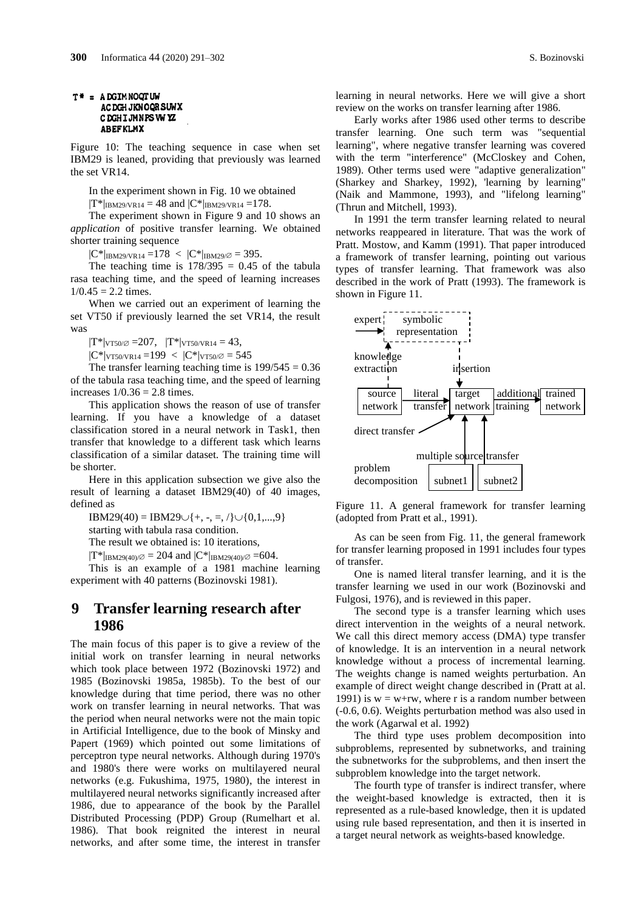T* = ADGIMNOQTUW
ACDGHJKNOQRSUWX
CDGHIJMNPSVWYZ
ABEFKLMX

Figure 10: The teaching sequence in case when set IBM29 is leaned, providing that previously was learned the set VR14.

In the experiment shown in Fig. 10 we obtained

$|T^*|_{IBM29/VR14} = 48$ and $|C^*|_{IBM29/VR14} = 178$.

The experiment shown in Figure 9 and 10 shows an *application* of positive transfer learning. We obtained shorter training sequence

$|C^*|_{IBM29/VR14} = 178 < |C^*|_{IBM29/\varnothing} = 395$.

The teaching time is 178/395 = 0.45 of the tabula rasa teaching time, and the speed of learning increases 1/0.45 = 2.2 times.

When we carried out an experiment of learning the set VT50 if previously learned the set VR14, the result was

$|T^*|_{VT50/\varnothing} = 207$, $|T^*|_{VT50/VR14} = 43$,

$|C^*|_{VT50/VR14} = 199 < |C^*|_{VT50/\varnothing} = 545$

The transfer learning teaching time is 199/545 = 0.36 of the tabula rasa teaching time, and the speed of learning increases 1/0.36 = 2.8 times.

This application shows the reason of use of transfer learning. If you have a knowledge of a dataset classification stored in a neural network in Task1, then transfer that knowledge to a different task which learns classification of a similar dataset. The training time will be shorter.

Here in this application subsection we give also the result of learning a dataset IBM29(40) of 40 images, defined as

$IBM29(40) = IBM29 \cup \{+, -, =, /\} \cup \{0,1,...,9\}$

starting with tabula rasa condition.

The result we obtained is: 10 iterations,

$|T^*|_{IBM29(40)/\varnothing} = 204$ and $|C^*|_{IBM29(40)/\varnothing} = 604$.

This is an example of a 1981 machine learning experiment with 40 patterns (Bozinovski 1981).

# 9 Transfer learning research after 1986

The main focus of this paper is to give a review of the initial work on transfer learning in neural networks which took place between 1972 (Bozinovski 1972) and 1985 (Bozinovski 1985a, 1985b). To the best of our knowledge during that time period, there was no other work on transfer learning in neural networks. That was the period when neural networks were not the main topic in Artificial Intelligence, due to the book of Minsky and Papert (1969) which pointed out some limitations of perceptron type neural networks. Although during 1970's and 1980's there were works on multilayered neural networks (e.g. Fukushima, 1975, 1980), the interest in multilayered neural networks significantly increased after 1986, due to appearance of the book by the Parallel Distributed Processing (PDP) Group (Rumelhart et al. 1986). That book reignited the interest in neural networks, and after some time, the interest in transfer learning in neural networks. Here we will give a short review on the works on transfer learning after 1986.

Early works after 1986 used other terms to describe transfer learning. One such term was "sequential learning", where negative transfer learning was covered with the term "interference" (McCloskey and Cohen, 1989). Other terms used were "adaptive generalization" (Sharkey and Sharkey, 1992), 'learning by learning" (Naik and Mammone, 1993), and "lifelong learning" (Thrun and Mitchell, 1993).

In 1991 the term transfer learning related to neural networks reappeared in literature. That was the work of Pratt. Mostow, and Kamm (1991). That paper introduced a framework of transfer learning, pointing out various types of transfer learning. That framework was also described in the work of Pratt (1993). The framework is shown in Figure 11.

expert → symbolic representation; knowledge extraction; insertion; source network → literal transfer → target network → additional training → trained network; direct transfer; multiple source transfer; problem decomposition: subnet1, subnet2

Figure 11. A general framework for transfer learning (adopted from Pratt et al., 1991).

As can be seen from Fig. 11, the general framework for transfer learning proposed in 1991 includes four types of transfer.

One is named literal transfer learning, and it is the transfer learning we used in our work (Bozinovski and Fulgosi, 1976), and is reviewed in this paper.

The second type is a transfer learning which uses direct intervention in the weights of a neural network. We call this direct memory access (DMA) type transfer of knowledge. It is an intervention in a neural network knowledge without a process of incremental learning. The weights change is named weights perturbation. An example of direct weight change described in (Pratt at al. 1991) is $w = w + rw$, where r is a random number between (-0.6, 0.6). Weights perturbation method was also used in the work (Agarwal et al. 1992)

The third type uses problem decomposition into subproblems, represented by subnetworks, and training the subnetworks for the subproblems, and then insert the subproblem knowledge into the target network.

The fourth type of transfer is indirect transfer, where the weight-based knowledge is extracted, then it is represented as a rule-based knowledge, then it is updated using rule based representation, and then it is inserted in a target neural network as weights-based knowledge.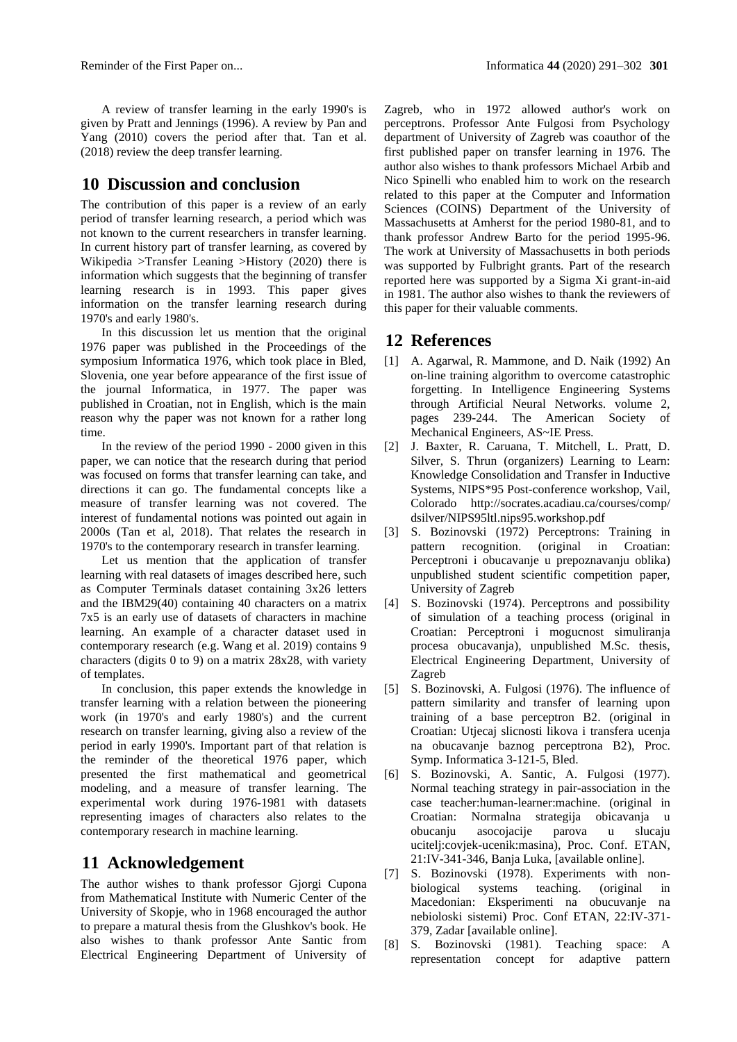A review of transfer learning in the early 1990's is given by Pratt and Jennings (1996). A review by Pan and Yang (2010) covers the period after that. Tan et al. (2018) review the deep transfer learning.

## 10 Discussion and conclusion

The contribution of this paper is a review of an early period of transfer learning research, a period which was not known to the current researchers in transfer learning. In current history part of transfer learning, as covered by Wikipedia >Transfer Leaning >History (2020) there is information which suggests that the beginning of transfer learning research is in 1993. This paper gives information on the transfer learning research during 1970's and early 1980's.

In this discussion let us mention that the original 1976 paper was published in the Proceedings of the symposium Informatica 1976, which took place in Bled, Slovenia, one year before appearance of the first issue of the journal Informatica, in 1977. The paper was published in Croatian, not in English, which is the main reason why the paper was not known for a rather long time.

In the review of the period 1990 - 2000 given in this paper, we can notice that the research during that period was focused on forms that transfer learning can take, and directions it can go. The fundamental concepts like a measure of transfer learning was not covered. The interest of fundamental notions was pointed out again in 2000s (Tan et al, 2018). That relates the research in 1970's to the contemporary research in transfer learning.

Let us mention that the application of transfer learning with real datasets of images described here, such as Computer Terminals dataset containing 3x26 letters and the IBM29(40) containing 40 characters on a matrix 7x5 is an early use of datasets of characters in machine learning. An example of a character dataset used in contemporary research (e.g. Wang et al. 2019) contains 9 characters (digits 0 to 9) on a matrix 28x28, with variety of templates.

In conclusion, this paper extends the knowledge in transfer learning with a relation between the pioneering work (in 1970's and early 1980's) and the current research on transfer learning, giving also a review of the period in early 1990's. Important part of that relation is the reminder of the theoretical 1976 paper, which presented the first mathematical and geometrical modeling, and a measure of transfer learning. The experimental work during 1976-1981 with datasets representing images of characters also relates to the contemporary research in machine learning.

## 11 Acknowledgement

The author wishes to thank professor Gjorgi Cupona from Mathematical Institute with Numeric Center of the University of Skopje, who in 1968 encouraged the author to prepare a matural thesis from the Glushkov's book. He also wishes to thank professor Ante Santic from Electrical Engineering Department of University of Zagreb, who in 1972 allowed author's work on perceptrons. Professor Ante Fulgosi from Psychology department of University of Zagreb was coauthor of the first published paper on transfer learning in 1976. The author also wishes to thank professors Michael Arbib and Nico Spinelli who enabled him to work on the research related to this paper at the Computer and Information Sciences (COINS) Department of the University of Massachusetts at Amherst for the period 1980-81, and to thank professor Andrew Barto for the period 1995-96. The work at University of Massachusetts in both periods was supported by Fulbright grants. Part of the research reported here was supported by a Sigma Xi grant-in-aid in 1981. The author also wishes to thank the reviewers of this paper for their valuable comments.

## 12 References

[1] A. Agarwal, R. Mammone, and D. Naik (1992) An on-line training algorithm to overcome catastrophic forgetting. In Intelligence Engineering Systems through Artificial Neural Networks. volume 2, pages 239-244. The American Society of Mechanical Engineers, AS~IE Press.

[2] J. Baxter, R. Caruana, T. Mitchell, L. Pratt, D. Silver, S. Thrun (organizers) Learning to Learn: Knowledge Consolidation and Transfer in Inductive Systems, NIPS*95 Post-conference workshop, Vail, Colorado http://socrates.acadiau.ca/courses/comp/dsilver/NIPS95ltl.nips95.workshop.pdf

[3] S. Bozinovski (1972) Perceptrons: Training in pattern recognition. (original in Croatian: Perceptroni i obucavanje u prepoznavanju oblika) unpublished student scientific competition paper, University of Zagreb

[4] S. Bozinovski (1974). Perceptrons and possibility of simulation of a teaching process (original in Croatian: Perceptroni i mogucnost simuliranja procesa obucavanja), unpublished M.Sc. thesis, Electrical Engineering Department, University of Zagreb

[5] S. Bozinovski, A. Fulgosi (1976). The influence of pattern similarity and transfer of learning upon training of a base perceptron B2. (original in Croatian: Utjecaj slicnosti likova i transfera ucenja na obucavanje baznog perceptrona B2), Proc. Symp. Informatica 3-121-5, Bled.

[6] S. Bozinovski, A. Santic, A. Fulgosi (1977). Normal teaching strategy in pair-association in the case teacher:human-learner:machine. (original in Croatian: Normalna strategija obicavanja u obucanju asocojacije parova u slucaju ucitelj:covjek-ucenik:masina), Proc. Conf. ETAN, 21:IV-341-346, Banja Luka, [available online].

[7] S. Bozinovski (1978). Experiments with non-biological systems teaching. (original in Macedonian: Eksperimenti na obucuvanje na nebioloski sistemi) Proc. Conf ETAN, 22:IV-371-379, Zadar [available online].

[8] S. Bozinovski (1981). Teaching space: A representation concept for adaptive pattern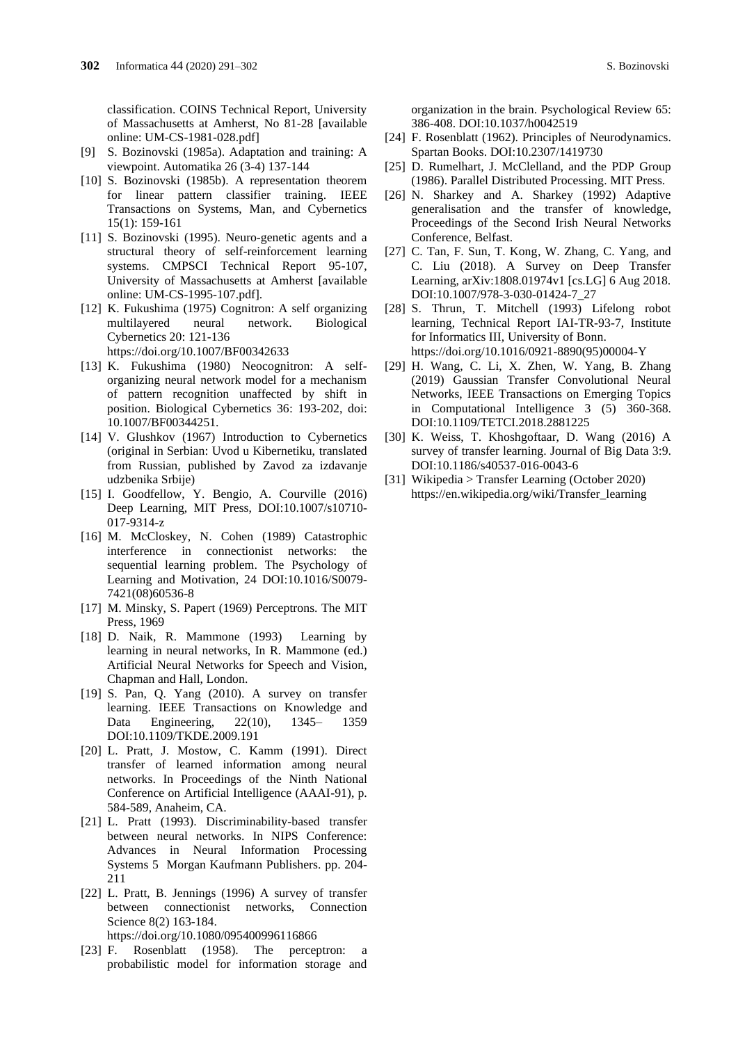classification. COINS Technical Report, University of Massachusetts at Amherst, No 81-28 [available online: UM-CS-1981-028.pdf]

[9] S. Bozinovski (1985a). Adaptation and training: A viewpoint. Automatika 26 (3-4) 137-144

[10] S. Bozinovski (1985b). A representation theorem for linear pattern classifier training. IEEE Transactions on Systems, Man, and Cybernetics 15(1): 159-161

[11] S. Bozinovski (1995). Neuro-genetic agents and a structural theory of self-reinforcement learning systems. CMPSCI Technical Report 95-107, University of Massachusetts at Amherst [available online: UM-CS-1995-107.pdf].

[12] K. Fukushima (1975) Cognitron: A self organizing multilayered neural network. Biological Cybernetics 20: 121-136 https://doi.org/10.1007/BF00342633

[13] K. Fukushima (1980) Neocognitron: A self-organizing neural network model for a mechanism of pattern recognition unaffected by shift in position. Biological Cybernetics 36: 193-202, doi: 10.1007/BF00344251.

[14] V. Glushkov (1967) Introduction to Cybernetics (original in Serbian: Uvod u Kibernetiku, translated from Russian, published by Zavod za izdavanje udzbenika Srbije)

[15] I. Goodfellow, Y. Bengio, A. Courville (2016) Deep Learning, MIT Press, DOI:10.1007/s10710-017-9314-z

[16] M. McCloskey, N. Cohen (1989) Catastrophic interference in connectionist networks: the sequential learning problem. The Psychology of Learning and Motivation, 24 DOI:10.1016/S0079-7421(08)60536-8

[17] M. Minsky, S. Papert (1969) Perceptrons. The MIT Press, 1969

[18] D. Naik, R. Mammone (1993) Learning by learning in neural networks, In R. Mammone (ed.) Artificial Neural Networks for Speech and Vision, Chapman and Hall, London.

[19] S. Pan, Q. Yang (2010). A survey on transfer learning. IEEE Transactions on Knowledge and Data Engineering, 22(10), 1345– 1359 DOI:10.1109/TKDE.2009.191

[20] L. Pratt, J. Mostow, C. Kamm (1991). Direct transfer of learned information among neural networks. In Proceedings of the Ninth National Conference on Artificial Intelligence (AAAI-91), p. 584-589, Anaheim, CA.

[21] L. Pratt (1993). Discriminability-based transfer between neural networks. In NIPS Conference: Advances in Neural Information Processing Systems 5 Morgan Kaufmann Publishers. pp. 204-211

[22] L. Pratt, B. Jennings (1996) A survey of transfer between connectionist networks, Connection Science 8(2) 163-184. https://doi.org/10.1080/095400996116866

[23] F. Rosenblatt (1958). The perceptron: a probabilistic model for information storage and organization in the brain. Psychological Review 65: 386-408. DOI:10.1037/h0042519

[24] F. Rosenblatt (1962). Principles of Neurodynamics. Spartan Books. DOI:10.2307/1419730

[25] D. Rumelhart, J. McClelland, and the PDP Group (1986). Parallel Distributed Processing. MIT Press.

[26] N. Sharkey and A. Sharkey (1992) Adaptive generalisation and the transfer of knowledge, Proceedings of the Second Irish Neural Networks Conference, Belfast.

[27] C. Tan, F. Sun, T. Kong, W. Zhang, C. Yang, and C. Liu (2018). A Survey on Deep Transfer Learning, arXiv:1808.01974v1 [cs.LG] 6 Aug 2018. DOI:10.1007/978-3-030-01424-7_27

[28] S. Thrun, T. Mitchell (1993) Lifelong robot learning, Technical Report IAI-TR-93-7, Institute for Informatics III, University of Bonn. https://doi.org/10.1016/0921-8890(95)00004-Y

[29] H. Wang, C. Li, X. Zhen, W. Yang, B. Zhang (2019) Gaussian Transfer Convolutional Neural Networks, IEEE Transactions on Emerging Topics in Computational Intelligence 3 (5) 360-368. DOI:10.1109/TETCI.2018.2881225

[30] K. Weiss, T. Khoshgoftaar, D. Wang (2016) A survey of transfer learning. Journal of Big Data 3:9. DOI:10.1186/s40537-016-0043-6

[31] Wikipedia > Transfer Learning (October 2020) https://en.wikipedia.org/wiki/Transfer_learning